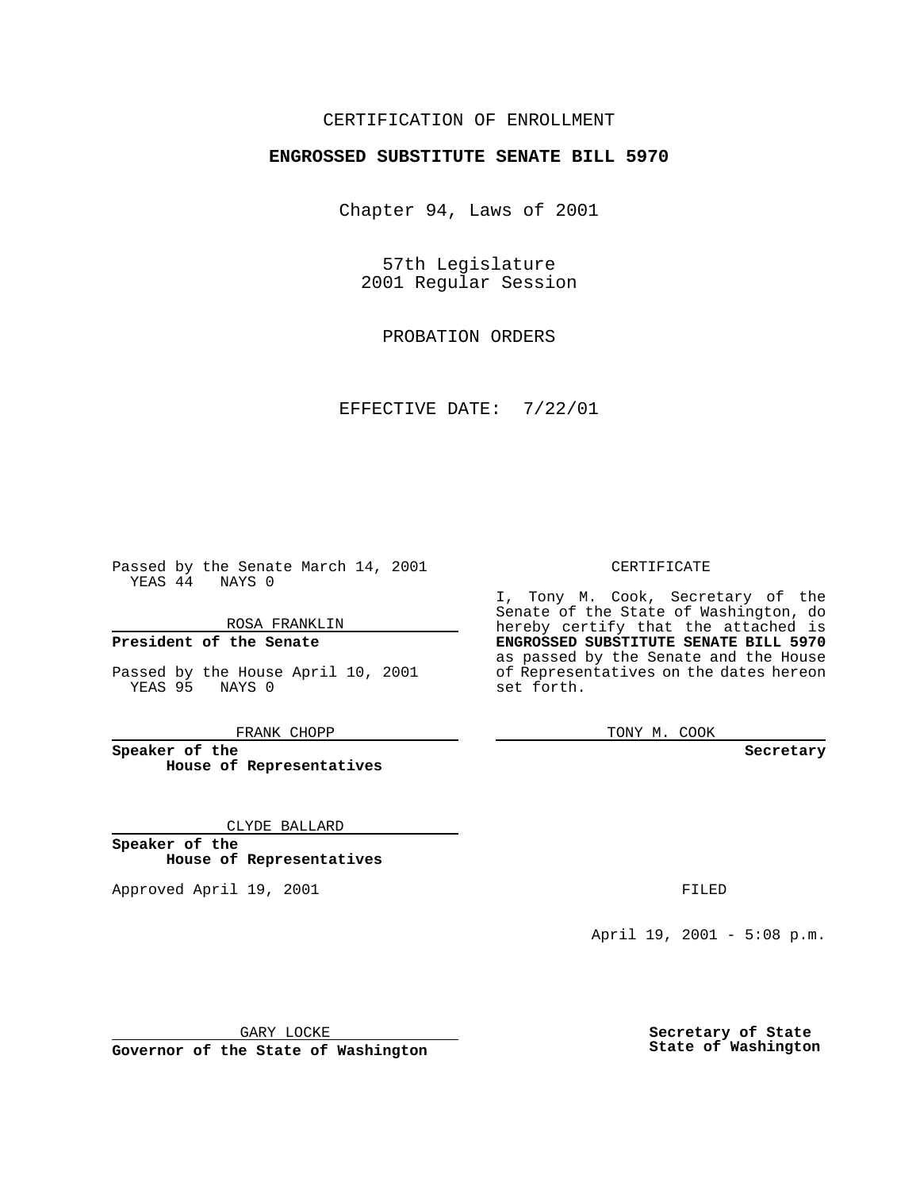CERTIFICATION OF ENROLLMENT

**ENGROSSED SUBSTITUTE SENATE BILL 5970**

Chapter 94, Laws of 2001

57th Legislature
2001 Regular Session

PROBATION ORDERS

EFFECTIVE DATE: 7/22/01

Passed by the Senate March 14, 2001
YEAS 44 NAYS 0

ROSA FRANKLIN

**President of the Senate**

Passed by the House April 10, 2001
YEAS 95 NAYS 0

FRANK CHOPP

**Speaker of the House of Representatives**

CLYDE BALLARD

**Speaker of the House of Representatives**

Approved April 19, 2001

GARY LOCKE

**Governor of the State of Washington**

CERTIFICATE

I, Tony M. Cook, Secretary of the Senate of the State of Washington, do hereby certify that the attached is **ENGROSSED SUBSTITUTE SENATE BILL 5970** as passed by the Senate and the House of Representatives on the dates hereon set forth.

TONY M. COOK

**Secretary**

FILED

April 19, 2001 - 5:08 p.m.

**Secretary of State**
**State of Washington**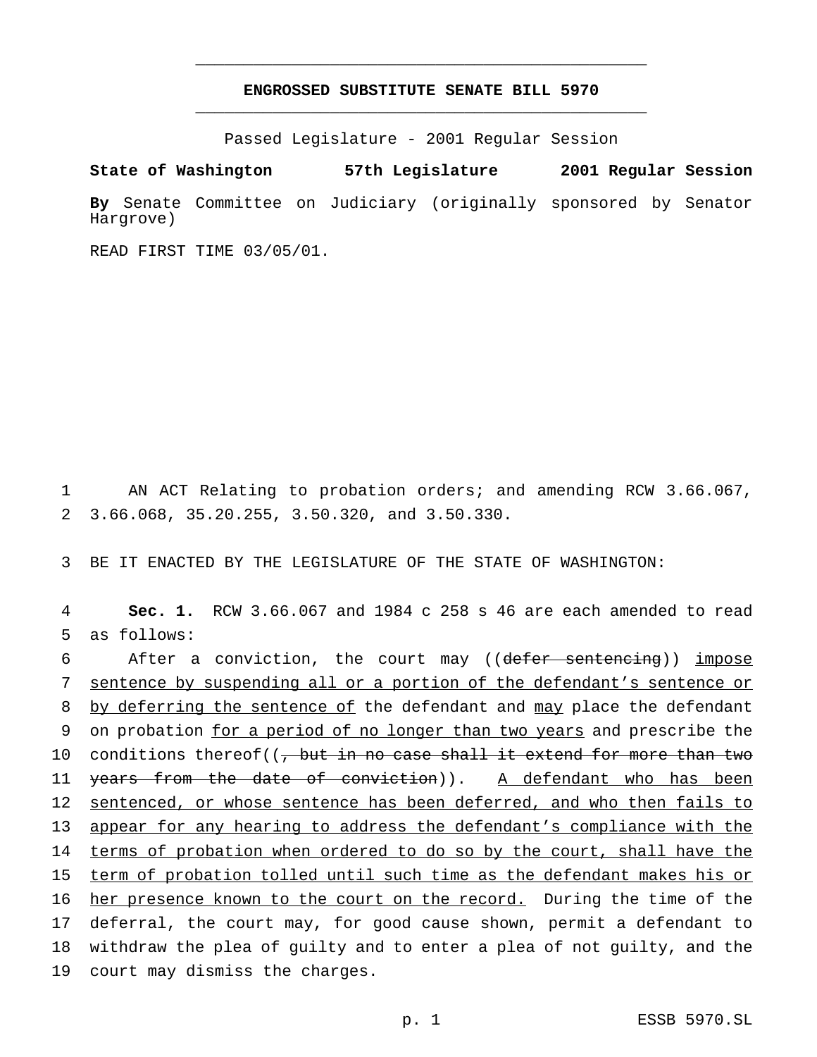# ENGROSSED SUBSTITUTE SENATE BILL 5970

Passed Legislature - 2001 Regular Session

**State of Washington 57th Legislature 2001 Regular Session**

**By** Senate Committee on Judiciary (originally sponsored by Senator Hargrove)

READ FIRST TIME 03/05/01.

AN ACT Relating to probation orders; and amending RCW 3.66.067, 3.66.068, 35.20.255, 3.50.320, and 3.50.330.

BE IT ENACTED BY THE LEGISLATURE OF THE STATE OF WASHINGTON:

**Sec. 1.** RCW 3.66.067 and 1984 c 258 s 46 are each amended to read as follows:

After a conviction, the court may ((~~defer sentencing~~)) <u>impose sentence by suspending all or a portion of the defendant's sentence or by deferring the sentence of</u> the defendant and <u>may</u> place the defendant on probation <u>for a period of no longer than two years</u> and prescribe the conditions thereof((~~, but in no case shall it extend for more than two years from the date of conviction~~)). <u>A defendant who has been sentenced, or whose sentence has been deferred, and who then fails to appear for any hearing to address the defendant's compliance with the terms of probation when ordered to do so by the court, shall have the term of probation tolled until such time as the defendant makes his or her presence known to the court on the record.</u> During the time of the deferral, the court may, for good cause shown, permit a defendant to withdraw the plea of guilty and to enter a plea of not guilty, and the court may dismiss the charges.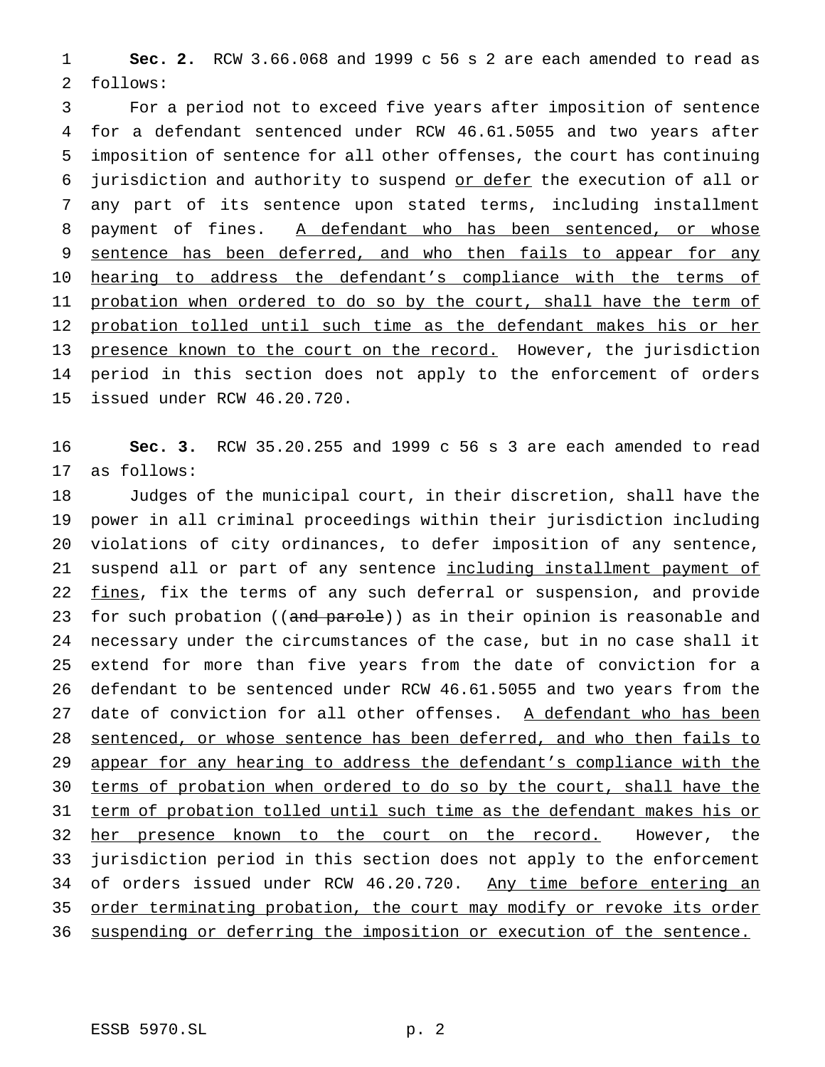**Sec. 2.** RCW 3.66.068 and 1999 c 56 s 2 are each amended to read as follows:

For a period not to exceed five years after imposition of sentence for a defendant sentenced under RCW 46.61.5055 and two years after imposition of sentence for all other offenses, the court has continuing jurisdiction and authority to suspend <u>or defer</u> the execution of all or any part of its sentence upon stated terms, including installment payment of fines. <u>A defendant who has been sentenced, or whose sentence has been deferred, and who then fails to appear for any hearing to address the defendant's compliance with the terms of probation when ordered to do so by the court, shall have the term of probation tolled until such time as the defendant makes his or her presence known to the court on the record.</u> However, the jurisdiction period in this section does not apply to the enforcement of orders issued under RCW 46.20.720.

**Sec. 3.** RCW 35.20.255 and 1999 c 56 s 3 are each amended to read as follows:

Judges of the municipal court, in their discretion, shall have the power in all criminal proceedings within their jurisdiction including violations of city ordinances, to defer imposition of any sentence, suspend all or part of any sentence <u>including installment payment of fines</u>, fix the terms of any such deferral or suspension, and provide for such probation ((~~and parole~~)) as in their opinion is reasonable and necessary under the circumstances of the case, but in no case shall it extend for more than five years from the date of conviction for a defendant to be sentenced under RCW 46.61.5055 and two years from the date of conviction for all other offenses. <u>A defendant who has been sentenced, or whose sentence has been deferred, and who then fails to appear for any hearing to address the defendant's compliance with the terms of probation when ordered to do so by the court, shall have the term of probation tolled until such time as the defendant makes his or her presence known to the court on the record.</u> However, the jurisdiction period in this section does not apply to the enforcement of orders issued under RCW 46.20.720. <u>Any time before entering an order terminating probation, the court may modify or revoke its order suspending or deferring the imposition or execution of the sentence.</u>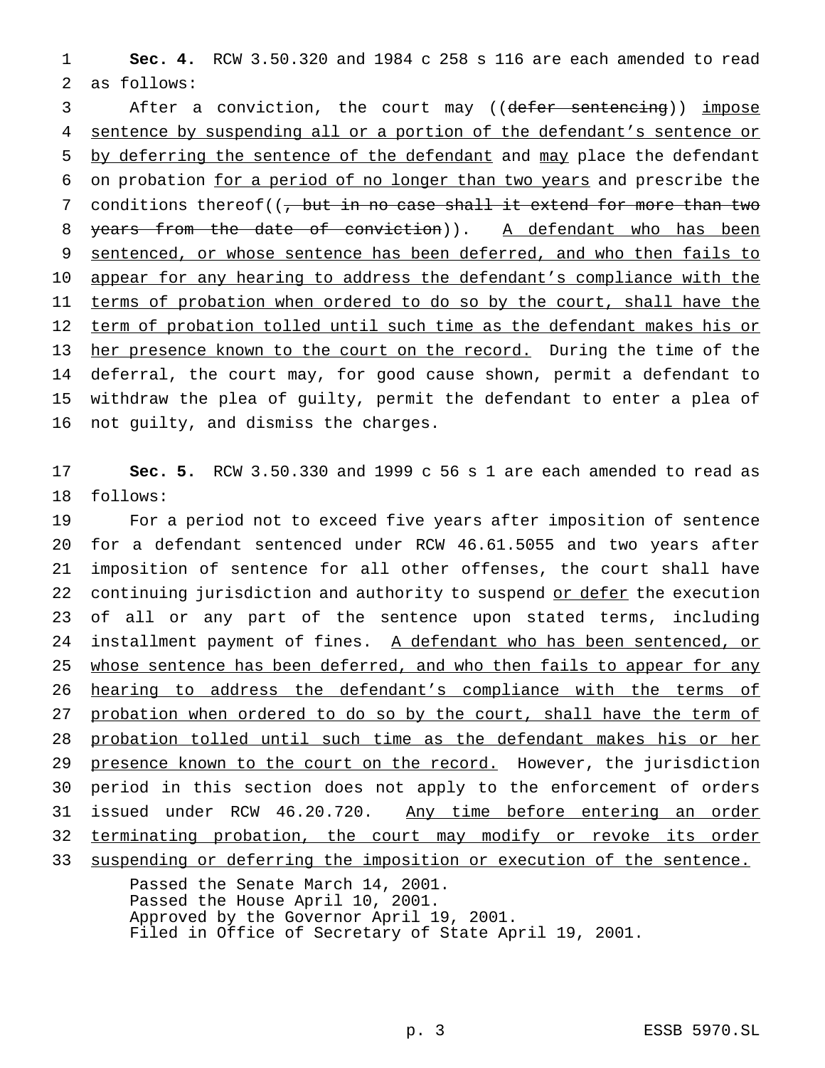**Sec. 4.** RCW 3.50.320 and 1984 c 258 s 116 are each amended to read as follows:

After a conviction, the court may ((~~defer sentencing~~)) impose sentence by suspending all or a portion of the defendant's sentence or by deferring the sentence of the defendant and may place the defendant on probation for a period of no longer than two years and prescribe the conditions thereof((~~, but in no case shall it extend for more than two years from the date of conviction~~)). A defendant who has been sentenced, or whose sentence has been deferred, and who then fails to appear for any hearing to address the defendant's compliance with the terms of probation when ordered to do so by the court, shall have the term of probation tolled until such time as the defendant makes his or her presence known to the court on the record. During the time of the deferral, the court may, for good cause shown, permit a defendant to withdraw the plea of guilty, permit the defendant to enter a plea of not guilty, and dismiss the charges.

**Sec. 5.** RCW 3.50.330 and 1999 c 56 s 1 are each amended to read as follows:

For a period not to exceed five years after imposition of sentence for a defendant sentenced under RCW 46.61.5055 and two years after imposition of sentence for all other offenses, the court shall have continuing jurisdiction and authority to suspend or defer the execution of all or any part of the sentence upon stated terms, including installment payment of fines. A defendant who has been sentenced, or whose sentence has been deferred, and who then fails to appear for any hearing to address the defendant's compliance with the terms of probation when ordered to do so by the court, shall have the term of probation tolled until such time as the defendant makes his or her presence known to the court on the record. However, the jurisdiction period in this section does not apply to the enforcement of orders issued under RCW 46.20.720. Any time before entering an order terminating probation, the court may modify or revoke its order suspending or deferring the imposition or execution of the sentence.

Passed the Senate March 14, 2001.
Passed the House April 10, 2001.
Approved by the Governor April 19, 2001.
Filed in Office of Secretary of State April 19, 2001.